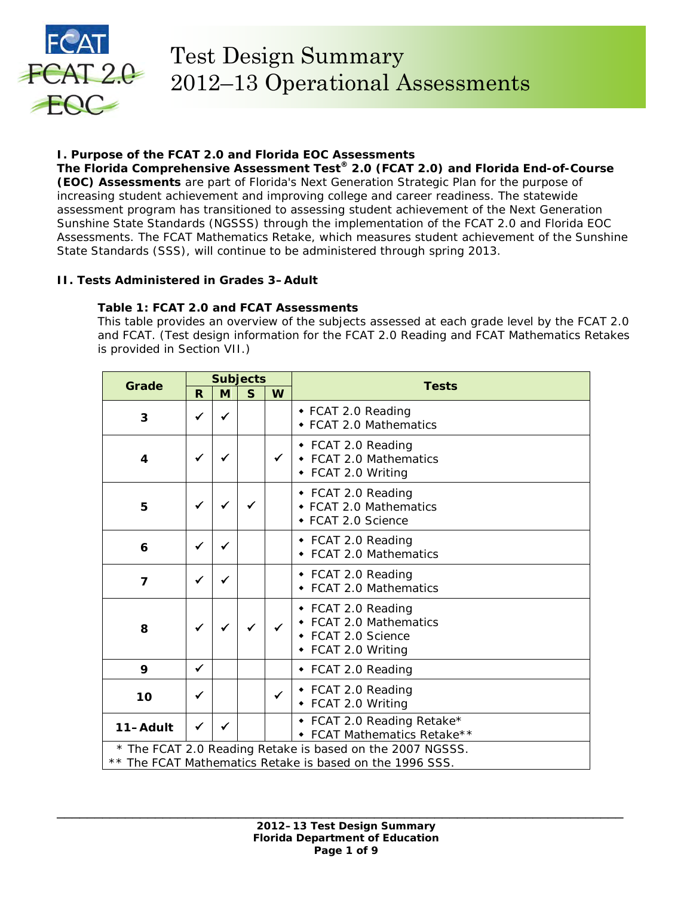# Test Design Summary
# 2012–13 Operational Assessments

## I. Purpose of the FCAT 2.0 and Florida EOC Assessments

**The Florida Comprehensive Assessment Test® 2.0 (FCAT 2.0) and Florida End-of-Course (EOC) Assessments** are part of Florida's Next Generation Strategic Plan for the purpose of increasing student achievement and improving college and career readiness. The statewide assessment program has transitioned to assessing student achievement of the Next Generation Sunshine State Standards (NGSSS) through the implementation of the FCAT 2.0 and Florida EOC Assessments. The FCAT Mathematics Retake, which measures student achievement of the Sunshine State Standards (SSS), will continue to be administered through spring 2013.

## II. Tests Administered in Grades 3–Adult

### Table 1: FCAT 2.0 and FCAT Assessments

This table provides an overview of the subjects assessed at each grade level by the FCAT 2.0 and FCAT. (Test design information for the FCAT 2.0 Reading and FCAT Mathematics Retakes is provided in Section VII.)

| Grade | Subjects | | | | Tests |
|---|---|---|---|---|---|
| | R | M | S | W | |
| 3 | ✓ | ✓ | | | • FCAT 2.0 Reading<br>• FCAT 2.0 Mathematics |
| 4 | ✓ | ✓ | | ✓ | • FCAT 2.0 Reading<br>• FCAT 2.0 Mathematics<br>• FCAT 2.0 Writing |
| 5 | ✓ | ✓ | ✓ | | • FCAT 2.0 Reading<br>• FCAT 2.0 Mathematics<br>• FCAT 2.0 Science |
| 6 | ✓ | ✓ | | | • FCAT 2.0 Reading<br>• FCAT 2.0 Mathematics |
| 7 | ✓ | ✓ | | | • FCAT 2.0 Reading<br>• FCAT 2.0 Mathematics |
| 8 | ✓ | ✓ | ✓ | ✓ | • FCAT 2.0 Reading<br>• FCAT 2.0 Mathematics<br>• FCAT 2.0 Science<br>• FCAT 2.0 Writing |
| 9 | ✓ | | | | • FCAT 2.0 Reading |
| 10 | ✓ | | | ✓ | • FCAT 2.0 Reading<br>• FCAT 2.0 Writing |
| 11–Adult | ✓ | ✓ | | | • FCAT 2.0 Reading Retake*<br>• FCAT Mathematics Retake** |

\* The FCAT 2.0 Reading Retake is based on the 2007 NGSSS.
** The FCAT Mathematics Retake is based on the 1996 SSS.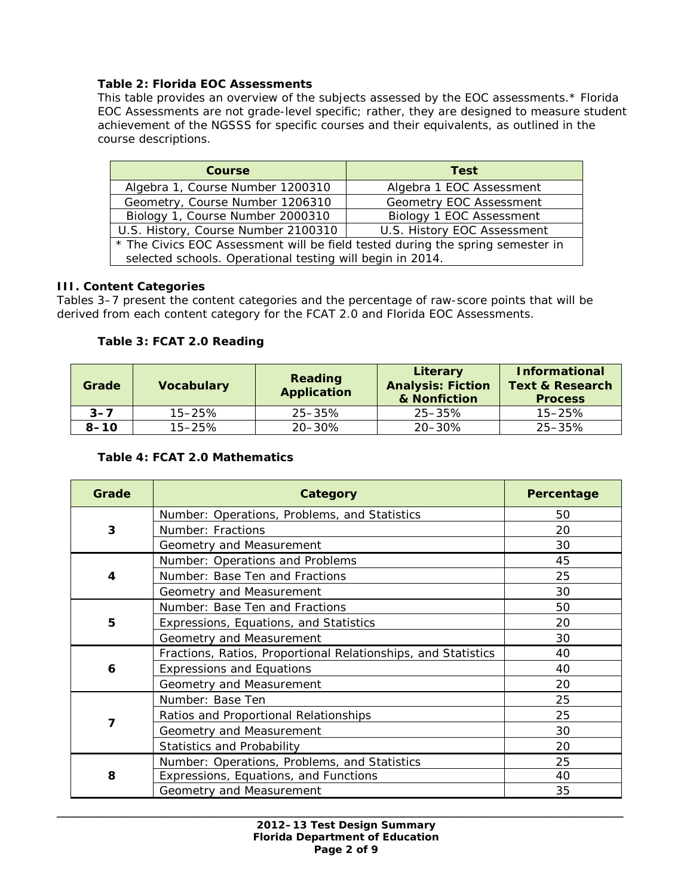**Table 2: Florida EOC Assessments**

This table provides an overview of the subjects assessed by the EOC assessments.* Florida EOC Assessments are not grade-level specific; rather, they are designed to measure student achievement of the NGSSS for specific courses and their equivalents, as outlined in the course descriptions.

| Course | Test |
|---|---|
| Algebra 1, Course Number 1200310 | Algebra 1 EOC Assessment |
| Geometry, Course Number 1206310 | Geometry EOC Assessment |
| Biology 1, Course Number 2000310 | Biology 1 EOC Assessment |
| U.S. History, Course Number 2100310 | U.S. History EOC Assessment |
| * The Civics EOC Assessment will be field tested during the spring semester in selected schools. Operational testing will begin in 2014. | |

## III. Content Categories

Tables 3–7 present the content categories and the percentage of raw-score points that will be derived from each content category for the FCAT 2.0 and Florida EOC Assessments.

**Table 3: FCAT 2.0 Reading**

| Grade | Vocabulary | Reading Application | Literary Analysis: Fiction & Nonfiction | Informational Text & Research Process |
|---|---|---|---|---|
| 3–7 | 15–25% | 25–35% | 25–35% | 15–25% |
| 8–10 | 15–25% | 20–30% | 20–30% | 25–35% |

**Table 4: FCAT 2.0 Mathematics**

| Grade | Category | Percentage |
|---|---|---|
| 3 | Number: Operations, Problems, and Statistics | 50 |
| | Number: Fractions | 20 |
| | Geometry and Measurement | 30 |
| 4 | Number: Operations and Problems | 45 |
| | Number: Base Ten and Fractions | 25 |
| | Geometry and Measurement | 30 |
| 5 | Number: Base Ten and Fractions | 50 |
| | Expressions, Equations, and Statistics | 20 |
| | Geometry and Measurement | 30 |
| 6 | Fractions, Ratios, Proportional Relationships, and Statistics | 40 |
| | Expressions and Equations | 40 |
| | Geometry and Measurement | 20 |
| 7 | Number: Base Ten | 25 |
| | Ratios and Proportional Relationships | 25 |
| | Geometry and Measurement | 30 |
| | Statistics and Probability | 20 |
| 8 | Number: Operations, Problems, and Statistics | 25 |
| | Expressions, Equations, and Functions | 40 |
| | Geometry and Measurement | 35 |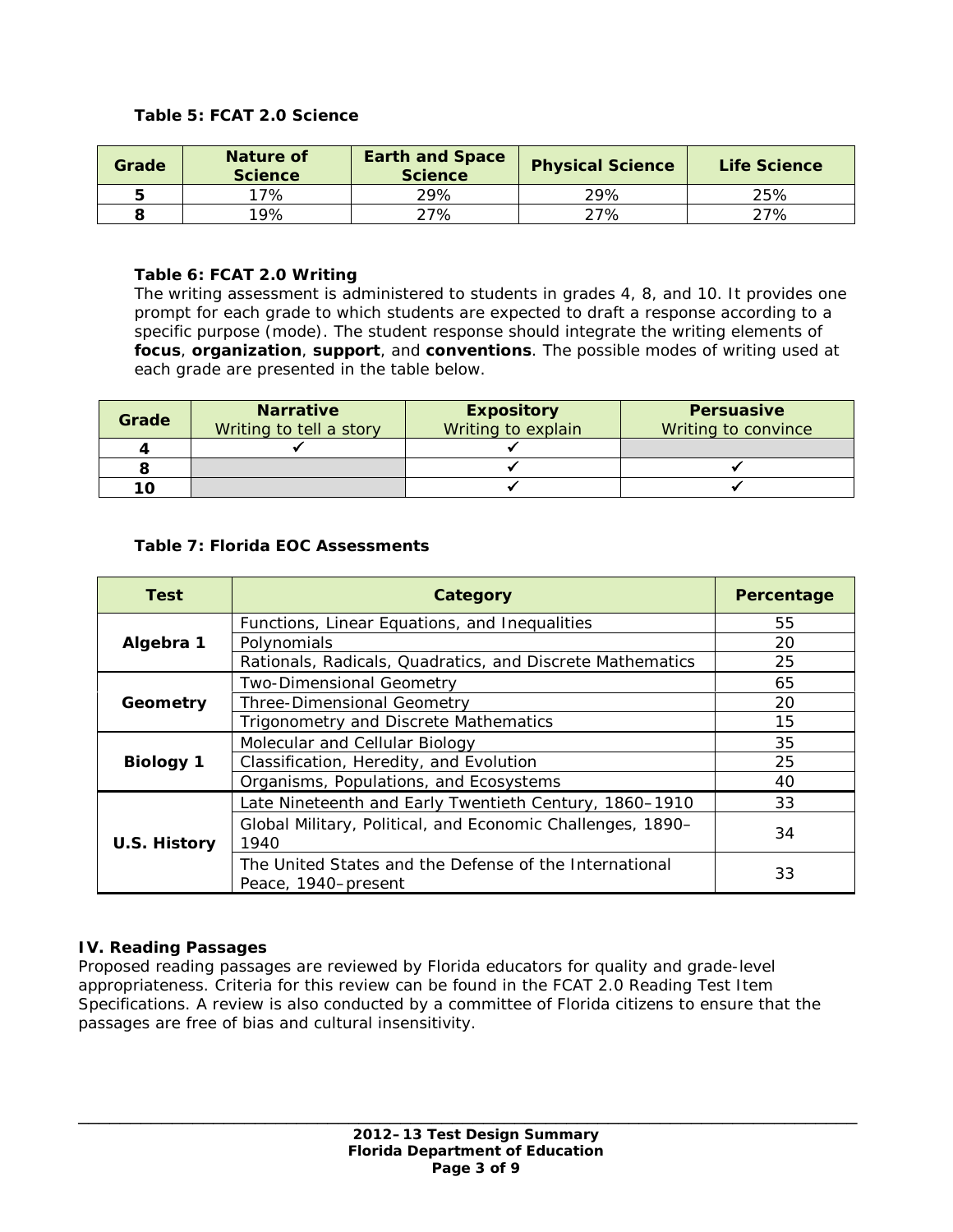**Table 5: FCAT 2.0 Science**

| Grade | Nature of Science | Earth and Space Science | Physical Science | Life Science |
|---|---|---|---|---|
| **5** | 17% | 29% | 29% | 25% |
| **8** | 19% | 27% | 27% | 27% |

**Table 6: FCAT 2.0 Writing**

The writing assessment is administered to students in grades 4, 8, and 10. It provides one prompt for each grade to which students are expected to draft a response according to a specific purpose (mode). The student response should integrate the writing elements of **focus**, **organization**, **support**, and **conventions**. The possible modes of writing used at each grade are presented in the table below.

| Grade | **Narrative** Writing to tell a story | **Expository** Writing to explain | **Persuasive** Writing to convince |
|---|---|---|---|
| **4** | ✓ | ✓ | |
| **8** | | ✓ | ✓ |
| **10** | | ✓ | ✓ |

**Table 7: Florida EOC Assessments**

| Test | Category | Percentage |
|---|---|---|
| **Algebra 1** | Functions, Linear Equations, and Inequalities | 55 |
| | Polynomials | 20 |
| | Rationals, Radicals, Quadratics, and Discrete Mathematics | 25 |
| **Geometry** | Two-Dimensional Geometry | 65 |
| | Three-Dimensional Geometry | 20 |
| | Trigonometry and Discrete Mathematics | 15 |
| **Biology 1** | Molecular and Cellular Biology | 35 |
| | Classification, Heredity, and Evolution | 25 |
| | Organisms, Populations, and Ecosystems | 40 |
| **U.S. History** | Late Nineteenth and Early Twentieth Century, 1860–1910 | 33 |
| | Global Military, Political, and Economic Challenges, 1890–1940 | 34 |
| | The United States and the Defense of the International Peace, 1940–present | 33 |

## IV. Reading Passages

Proposed reading passages are reviewed by Florida educators for quality and grade-level appropriateness. Criteria for this review can be found in the FCAT 2.0 Reading Test Item Specifications. A review is also conducted by a committee of Florida citizens to ensure that the passages are free of bias and cultural insensitivity.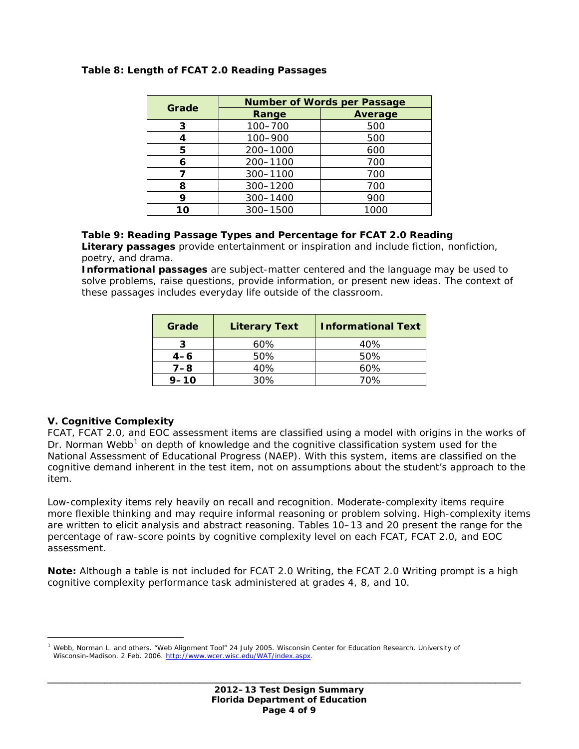**Table 8: Length of FCAT 2.0 Reading Passages**

| Grade | Number of Words per Passage | |
|---|---|---|
| | Range | Average |
| 3 | 100–700 | 500 |
| 4 | 100–900 | 500 |
| 5 | 200–1000 | 600 |
| 6 | 200–1100 | 700 |
| 7 | 300–1100 | 700 |
| 8 | 300–1200 | 700 |
| 9 | 300–1400 | 900 |
| 10 | 300–1500 | 1000 |

**Table 9: Reading Passage Types and Percentage for FCAT 2.0 Reading**

**Literary passages** provide entertainment or inspiration and include fiction, nonfiction, poetry, and drama.

**Informational passages** are subject-matter centered and the language may be used to solve problems, raise questions, provide information, or present new ideas. The context of these passages includes everyday life outside of the classroom.

| Grade | Literary Text | Informational Text |
|---|---|---|
| 3 | 60% | 40% |
| 4–6 | 50% | 50% |
| 7–8 | 40% | 60% |
| 9–10 | 30% | 70% |

## V. Cognitive Complexity

FCAT, FCAT 2.0, and EOC assessment items are classified using a model with origins in the works of Dr. Norman Webb[1] on depth of knowledge and the cognitive classification system used for the National Assessment of Educational Progress (NAEP). With this system, items are classified on the cognitive demand inherent in the test item, not on assumptions about the student's approach to the item.

Low-complexity items rely heavily on recall and recognition. Moderate-complexity items require more flexible thinking and may require informal reasoning or problem solving. High-complexity items are written to elicit analysis and abstract reasoning. Tables 10–13 and 20 present the range for the percentage of raw-score points by cognitive complexity level on each FCAT, FCAT 2.0, and EOC assessment.

**Note:** Although a table is not included for FCAT 2.0 Writing, the FCAT 2.0 Writing prompt is a high cognitive complexity performance task administered at grades 4, 8, and 10.

[1] Webb, Norman L. and others. "Web Alignment Tool" 24 July 2005. Wisconsin Center for Education Research. University of Wisconsin-Madison. 2 Feb. 2006. http://www.wcer.wisc.edu/WAT/index.aspx.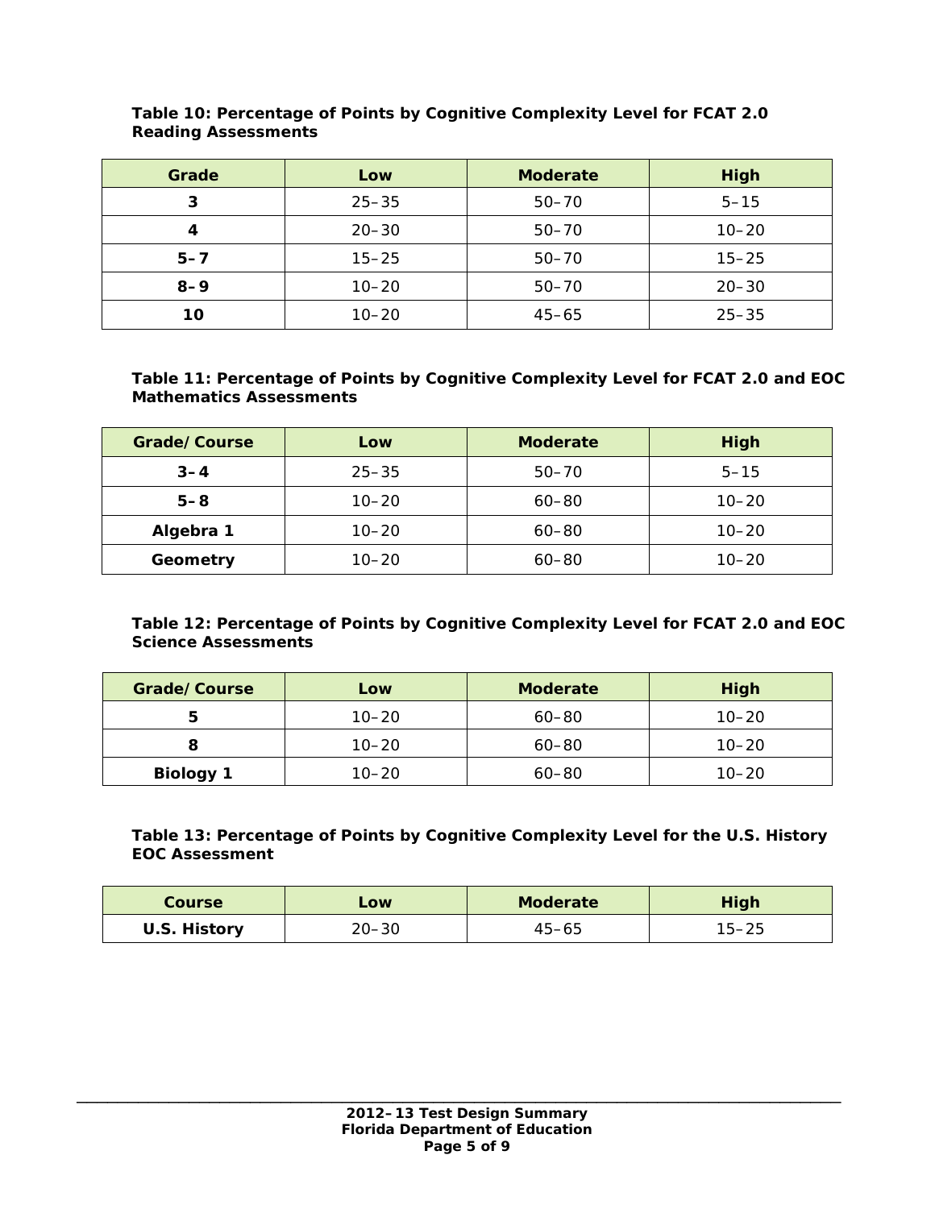**Table 10: Percentage of Points by Cognitive Complexity Level for FCAT 2.0 Reading Assessments**

| Grade | Low | Moderate | High |
|---|---|---|---|
| **3** | 25–35 | 50–70 | 5–15 |
| **4** | 20–30 | 50–70 | 10–20 |
| **5–7** | 15–25 | 50–70 | 15–25 |
| **8–9** | 10–20 | 50–70 | 20–30 |
| **10** | 10–20 | 45–65 | 25–35 |

**Table 11: Percentage of Points by Cognitive Complexity Level for FCAT 2.0 and EOC Mathematics Assessments**

| Grade/Course | Low | Moderate | High |
|---|---|---|---|
| **3–4** | 25–35 | 50–70 | 5–15 |
| **5–8** | 10–20 | 60–80 | 10–20 |
| **Algebra 1** | 10–20 | 60–80 | 10–20 |
| **Geometry** | 10–20 | 60–80 | 10–20 |

**Table 12: Percentage of Points by Cognitive Complexity Level for FCAT 2.0 and EOC Science Assessments**

| Grade/Course | Low | Moderate | High |
|---|---|---|---|
| **5** | 10–20 | 60–80 | 10–20 |
| **8** | 10–20 | 60–80 | 10–20 |
| **Biology 1** | 10–20 | 60–80 | 10–20 |

**Table 13: Percentage of Points by Cognitive Complexity Level for the U.S. History EOC Assessment**

| Course | Low | Moderate | High |
|---|---|---|---|
| **U.S. History** | 20–30 | 45–65 | 15–25 |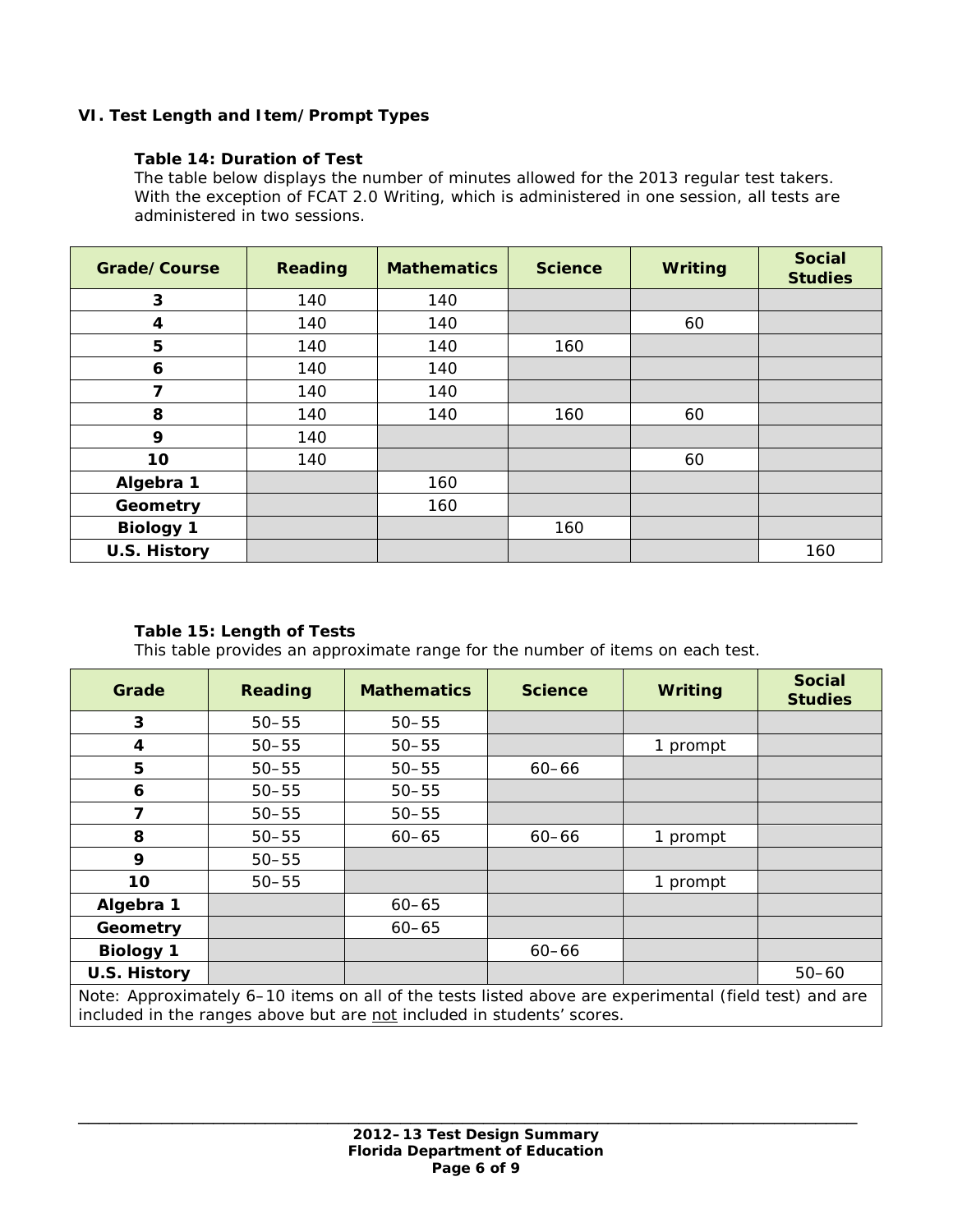## VI. Test Length and Item/Prompt Types

### Table 14: Duration of Test

The table below displays the number of minutes allowed for the 2013 regular test takers. With the exception of FCAT 2.0 Writing, which is administered in one session, all tests are administered in two sessions.

| Grade/Course | Reading | Mathematics | Science | Writing | Social Studies |
|---|---|---|---|---|---|
| **3** | 140 | 140 | | | |
| **4** | 140 | 140 | | 60 | |
| **5** | 140 | 140 | 160 | | |
| **6** | 140 | 140 | | | |
| **7** | 140 | 140 | | | |
| **8** | 140 | 140 | 160 | 60 | |
| **9** | 140 | | | | |
| **10** | 140 | | | 60 | |
| **Algebra 1** | | 160 | | | |
| **Geometry** | | 160 | | | |
| **Biology 1** | | | 160 | | |
| **U.S. History** | | | | | 160 |

### Table 15: Length of Tests

This table provides an approximate range for the number of items on each test.

| Grade | Reading | Mathematics | Science | Writing | Social Studies |
|---|---|---|---|---|---|
| **3** | 50–55 | 50–55 | | | |
| **4** | 50–55 | 50–55 | | 1 prompt | |
| **5** | 50–55 | 50–55 | 60–66 | | |
| **6** | 50–55 | 50–55 | | | |
| **7** | 50–55 | 50–55 | | | |
| **8** | 50–55 | 60–65 | 60–66 | 1 prompt | |
| **9** | 50–55 | | | | |
| **10** | 50–55 | | | 1 prompt | |
| **Algebra 1** | | 60–65 | | | |
| **Geometry** | | 60–65 | | | |
| **Biology 1** | | | 60–66 | | |
| **U.S. History** | | | | | 50–60 |

Note: Approximately 6–10 items on all of the tests listed above are experimental (field test) and are included in the ranges above but are not included in students' scores.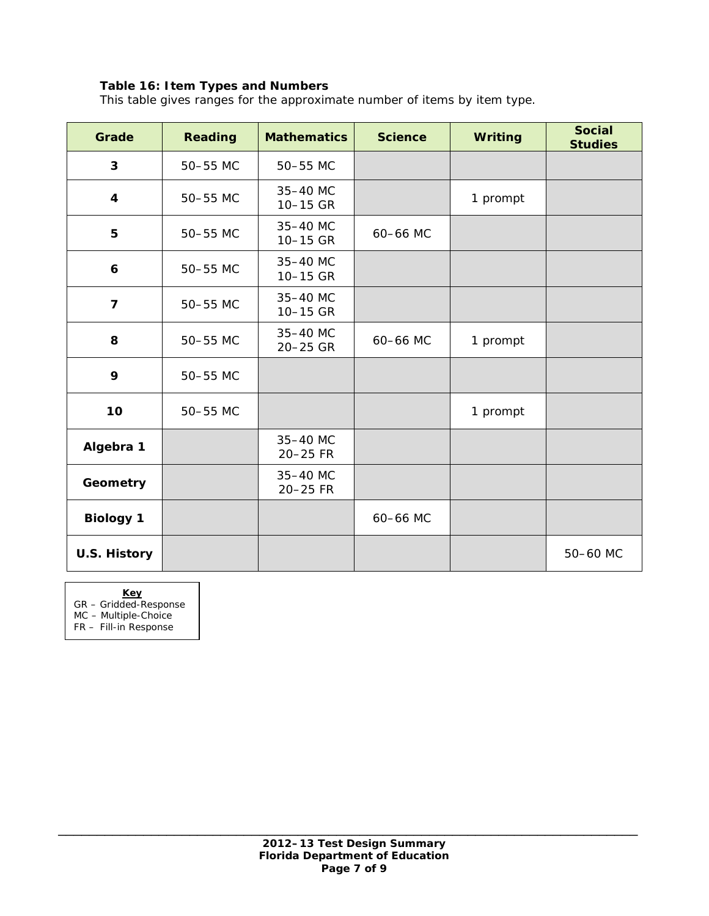**Table 16: Item Types and Numbers**

This table gives ranges for the approximate number of items by item type.

| Grade | Reading | Mathematics | Science | Writing | Social Studies |
|---|---|---|---|---|---|
| **3** | 50–55 MC | 50–55 MC | | | |
| **4** | 50–55 MC | 35–40 MC<br>10–15 GR | | 1 prompt | |
| **5** | 50–55 MC | 35–40 MC<br>10–15 GR | 60–66 MC | | |
| **6** | 50–55 MC | 35–40 MC<br>10–15 GR | | | |
| **7** | 50–55 MC | 35–40 MC<br>10–15 GR | | | |
| **8** | 50–55 MC | 35–40 MC<br>20–25 GR | 60–66 MC | 1 prompt | |
| **9** | 50–55 MC | | | | |
| **10** | 50–55 MC | | | 1 prompt | |
| **Algebra 1** | | 35–40 MC<br>20–25 FR | | | |
| **Geometry** | | 35–40 MC<br>20–25 FR | | | |
| **Biology 1** | | | 60–66 MC | | |
| **U.S. History** | | | | | 50–60 MC |

**Key**
GR – Gridded-Response
MC – Multiple-Choice
FR – Fill-in Response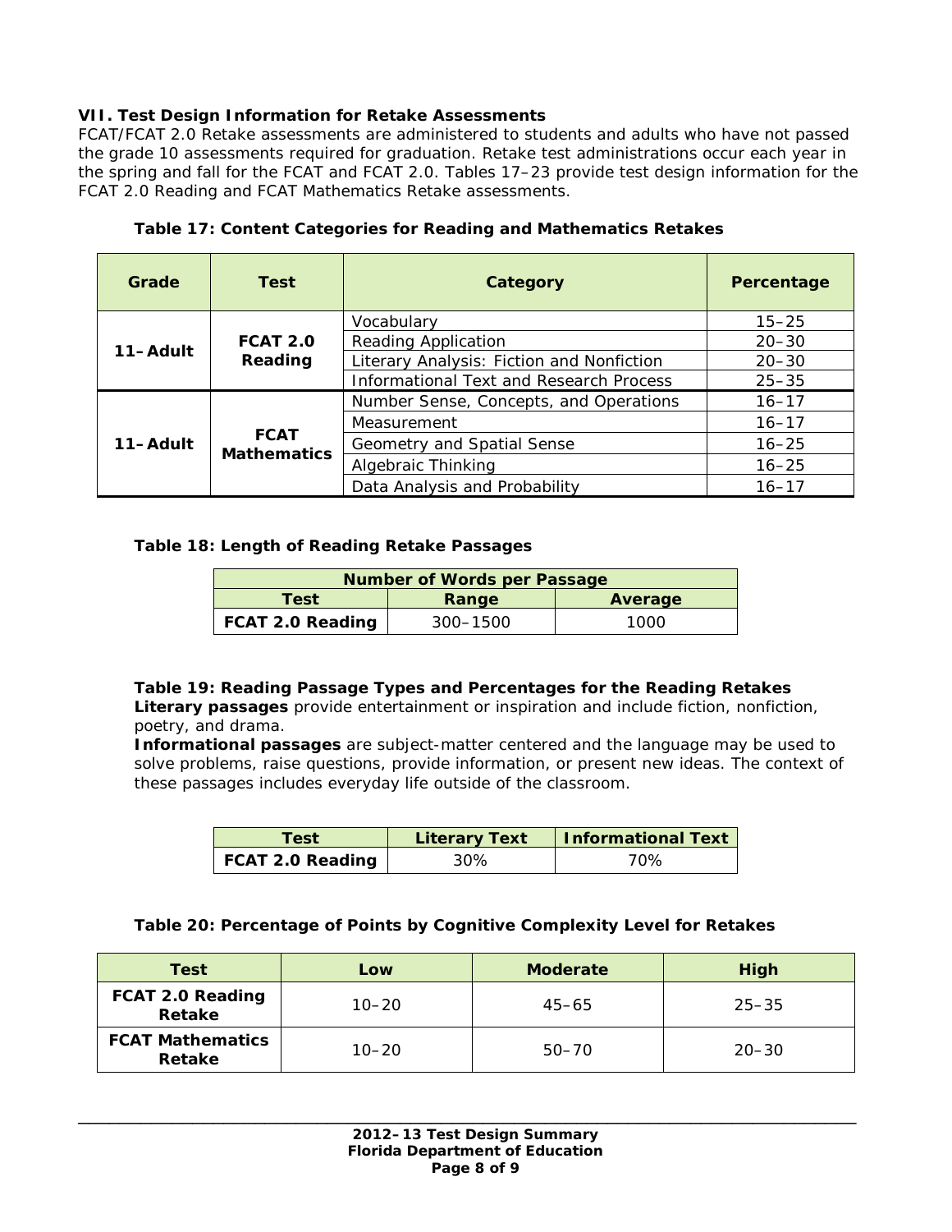### VII. Test Design Information for Retake Assessments

FCAT/FCAT 2.0 Retake assessments are administered to students and adults who have not passed the grade 10 assessments required for graduation. Retake test administrations occur each year in the spring and fall for the FCAT and FCAT 2.0. Tables 17–23 provide test design information for the FCAT 2.0 Reading and FCAT Mathematics Retake assessments.

**Table 17: Content Categories for Reading and Mathematics Retakes**

| Grade | Test | Category | Percentage |
|---|---|---|---|
| 11–Adult | FCAT 2.0 Reading | Vocabulary | 15–25 |
| | | Reading Application | 20–30 |
| | | Literary Analysis: Fiction and Nonfiction | 20–30 |
| | | Informational Text and Research Process | 25–35 |
| 11–Adult | FCAT Mathematics | Number Sense, Concepts, and Operations | 16–17 |
| | | Measurement | 16–17 |
| | | Geometry and Spatial Sense | 16–25 |
| | | Algebraic Thinking | 16–25 |
| | | Data Analysis and Probability | 16–17 |

**Table 18: Length of Reading Retake Passages**

| Number of Words per Passage | | |
|---|---|---|
| **Test** | **Range** | **Average** |
| **FCAT 2.0 Reading** | 300–1500 | 1000 |

**Table 19: Reading Passage Types and Percentages for the Reading Retakes**

**Literary passages** provide entertainment or inspiration and include fiction, nonfiction, poetry, and drama.

**Informational passages** are subject-matter centered and the language may be used to solve problems, raise questions, provide information, or present new ideas. The context of these passages includes everyday life outside of the classroom.

| Test | Literary Text | Informational Text |
|---|---|---|
| **FCAT 2.0 Reading** | 30% | 70% |

**Table 20: Percentage of Points by Cognitive Complexity Level for Retakes**

| Test | Low | Moderate | High |
|---|---|---|---|
| **FCAT 2.0 Reading Retake** | 10–20 | 45–65 | 25–35 |
| **FCAT Mathematics Retake** | 10–20 | 50–70 | 20–30 |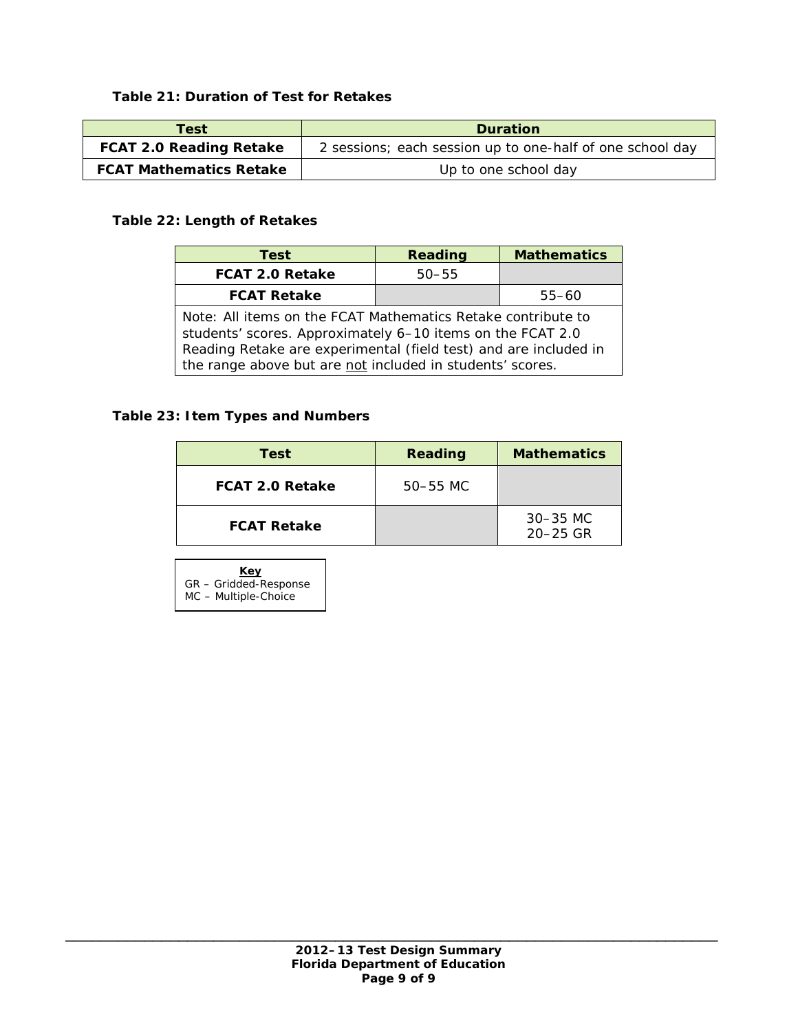**Table 21: Duration of Test for Retakes**

| Test | Duration |
|---|---|
| **FCAT 2.0 Reading Retake** | 2 sessions; each session up to one-half of one school day |
| **FCAT Mathematics Retake** | Up to one school day |

**Table 22: Length of Retakes**

| Test | Reading | Mathematics |
|---|---|---|
| **FCAT 2.0 Retake** | 50–55 | |
| **FCAT Retake** | | 55–60 |

Note: All items on the FCAT Mathematics Retake contribute to students' scores. Approximately 6–10 items on the FCAT 2.0 Reading Retake are experimental (field test) and are included in the range above but are not included in students' scores.

**Table 23: Item Types and Numbers**

| Test | Reading | Mathematics |
|---|---|---|
| **FCAT 2.0 Retake** | 50–55 MC | |
| **FCAT Retake** | | 30–35 MC<br>20–25 GR |

**Key**
GR – Gridded-Response
MC – Multiple-Choice